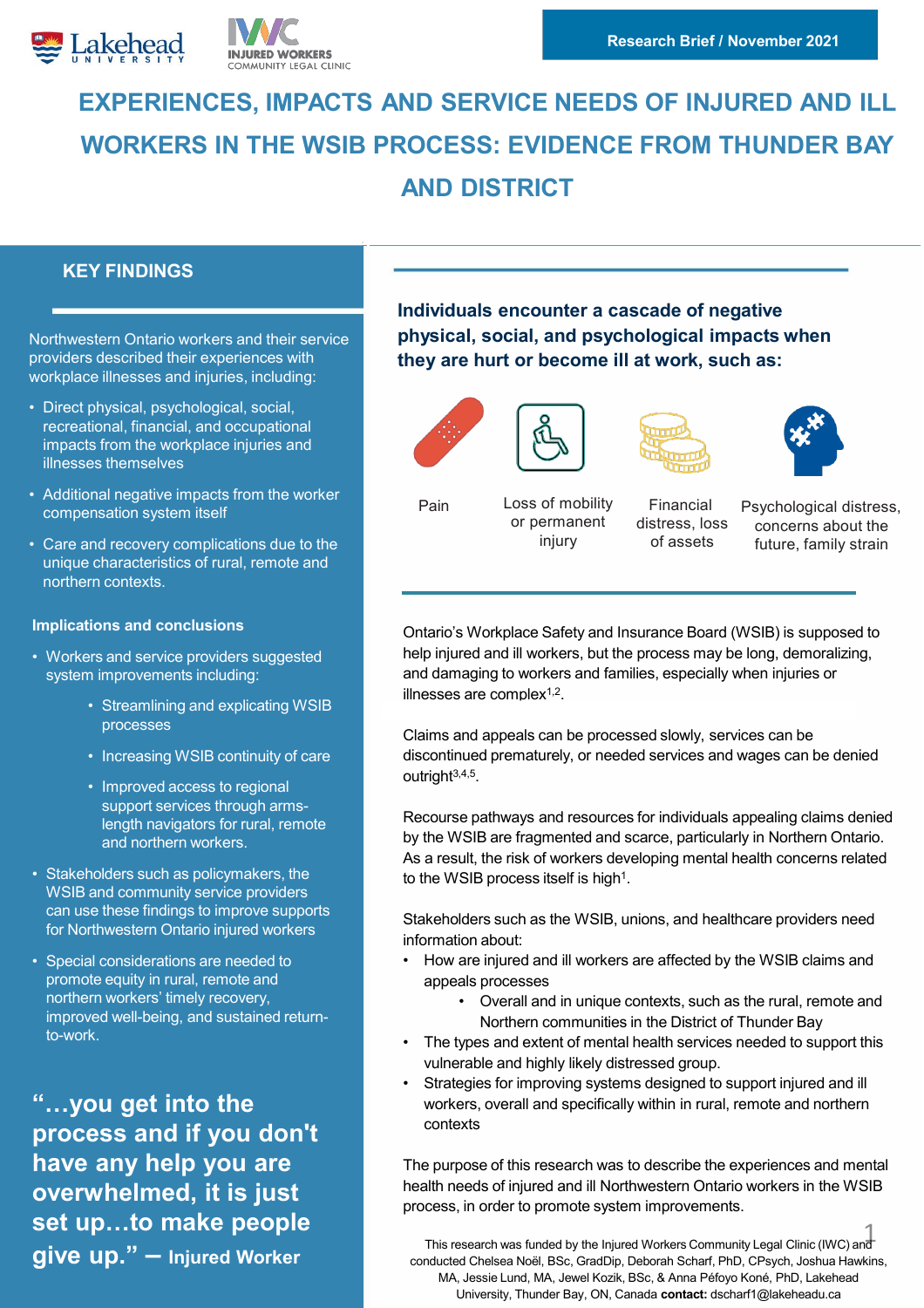Research Brief / November 2021

# EXPERIENCES, IMPACTS AND SERVICE NEEDS OF INJURED AND ILL WORKERS IN THE WSIB PROCESS: EVIDENCE FROM THUNDER BAY AND DISTRICT

## KEY FINDINGS

Northwestern Ontario workers and their service providers described their experiences with workplace illnesses and injuries, including:

- Direct physical, psychological, social, recreational, financial, and occupational impacts from the workplace injuries and illnesses themselves
- Additional negative impacts from the worker compensation system itself
- Care and recovery complications due to the unique characteristics of rural, remote and northern contexts.

### Implications and conclusions

- Workers and service providers suggested system improvements including:
  - Streamlining and explicating WSIB processes
  - Increasing WSIB continuity of care
  - Improved access to regional support services through arms-length navigators for rural, remote and northern workers.
- Stakeholders such as policymakers, the WSIB and community service providers can use these findings to improve supports for Northwestern Ontario injured workers
- Special considerations are needed to promote equity in rural, remote and northern workers' timely recovery, improved well-being, and sustained return-to-work.

**"…you get into the process and if you don't have any help you are overwhelmed, it is just set up…to make people give up." – Injured Worker**

### Individuals encounter a cascade of negative physical, social, and psychological impacts when they are hurt or become ill at work, such as:

- Pain
- Loss of mobility or permanent injury
- Financial distress, loss of assets
- Psychological distress, concerns about the future, family strain

Ontario's Workplace Safety and Insurance Board (WSIB) is supposed to help injured and ill workers, but the process may be long, demoralizing, and damaging to workers and families, especially when injuries or illnesses are complex[1,2].

Claims and appeals can be processed slowly, services can be discontinued prematurely, or needed services and wages can be denied outright[3,4,5].

Recourse pathways and resources for individuals appealing claims denied by the WSIB are fragmented and scarce, particularly in Northern Ontario. As a result, the risk of workers developing mental health concerns related to the WSIB process itself is high[1].

Stakeholders such as the WSIB, unions, and healthcare providers need information about:

- How are injured and ill workers are affected by the WSIB claims and appeals processes
  - Overall and in unique contexts, such as the rural, remote and Northern communities in the District of Thunder Bay
- The types and extent of mental health services needed to support this vulnerable and highly likely distressed group.
- Strategies for improving systems designed to support injured and ill workers, overall and specifically within in rural, remote and northern contexts

The purpose of this research was to describe the experiences and mental health needs of injured and ill Northwestern Ontario workers in the WSIB process, in order to promote system improvements.

This research was funded by the Injured Workers Community Legal Clinic (IWC) and conducted Chelsea Noël, BSc, GradDip, Deborah Scharf, PhD, CPsych, Joshua Hawkins, MA, Jessie Lund, MA, Jewel Kozik, BSc, & Anna Péfoyo Koné, PhD, Lakehead University, Thunder Bay, ON, Canada **contact:** dscharf1@lakeheadu.ca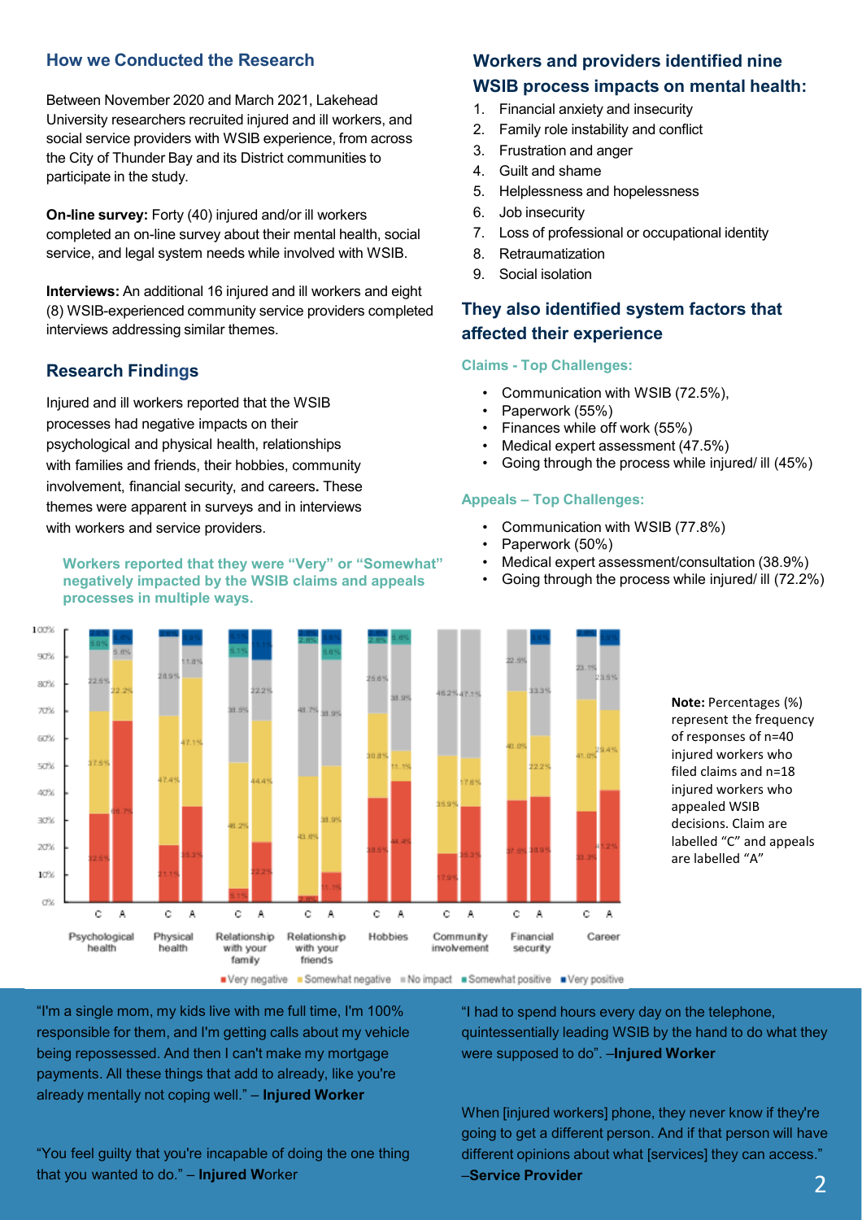## How we Conducted the Research

Between November 2020 and March 2021, Lakehead University researchers recruited injured and ill workers, and social service providers with WSIB experience, from across the City of Thunder Bay and its District communities to participate in the study.

**On-line survey:** Forty (40) injured and/or ill workers completed an on-line survey about their mental health, social service, and legal system needs while involved with WSIB.

**Interviews:** An additional 16 injured and ill workers and eight (8) WSIB-experienced community service providers completed interviews addressing similar themes.

## Research Findings

Injured and ill workers reported that the WSIB processes had negative impacts on their psychological and physical health, relationships with families and friends, their hobbies, community involvement, financial security, and careers. These themes were apparent in surveys and in interviews with workers and service providers.

### Workers reported that they were "Very" or "Somewhat" negatively impacted by the WSIB claims and appeals processes in multiple ways.

| | Very negative | Somewhat negative | No impact | Somewhat positive | Very positive |
|---|---|---|---|---|---|
| Psychological health – C | 32.5% | 37.5% | 22.5% | 5.0% | |
| Psychological health – A | 66.7% | 22.2% | | 5.6% | 5.6% |
| Physical health – C | 21.1% | 47.4% | 28.9% | | |
| Physical health – A | 35.3% | 47.1% | 11.8% | | 5.9% |
| Relationship with your family – C | 5.1% | 46.2% | 38.5% | 5.1% | 5.1% |
| Relationship with your family – A | 22.2% | 44.4% | 22.2% | | |
| Relationship with your friends – C | 2.6% | 43.6% | 48.7% | 2.6% | 2.6% |
| Relationship with your friends – A | 11.1% | 38.9% | 38.9% | 5.6% | 5.6% |
| Hobbies – C | 38.5% | 30.8% | 25.6% | 2.6% | 2.6% |
| Hobbies – A | 44.4% | 11.1% | 38.9% | 5.6% | |
| Community involvement – C | 17.9% | 35.9% | 46.2% | | |
| Community involvement – A | 35.3% | 17.6% | 47.1% | | |
| Financial security – C | 37.5% | 40.0% | 22.5% | | |
| Financial security – A | 38.9% | 22.2% | 33.3% | | 5.6% |
| Career – C | 33.3% | 41.0% | 23.1% | 2.6% | |
| Career – A | 41.2% | 29.4% | 23.5% | | 5.9% |

**Note:** Percentages (%) represent the frequency of responses of n=40 injured workers who filed claims and n=18 injured workers who appealed WSIB decisions. Claim are labelled "C" and appeals are labelled "A"

## Workers and providers identified nine WSIB process impacts on mental health:

1. Financial anxiety and insecurity
2. Family role instability and conflict
3. Frustration and anger
4. Guilt and shame
5. Helplessness and hopelessness
6. Job insecurity
7. Loss of professional or occupational identity
8. Retraumatization
9. Social isolation

## They also identified system factors that affected their experience

### Claims - Top Challenges:

- Communication with WSIB (72.5%),
- Paperwork (55%)
- Finances while off work (55%)
- Medical expert assessment (47.5%)
- Going through the process while injured/ ill (45%)

### Appeals – Top Challenges:

- Communication with WSIB (77.8%)
- Paperwork (50%)
- Medical expert assessment/consultation (38.9%)
- Going through the process while injured/ ill (72.2%)

"I'm a single mom, my kids live with me full time, I'm 100% responsible for them, and I'm getting calls about my vehicle being repossessed. And then I can't make my mortgage payments. All these things that add to already, like you're already mentally not coping well." – **Injured Worker**

"You feel guilty that you're incapable of doing the one thing that you wanted to do." – **Injured Worker**

"I had to spend hours every day on the telephone, quintessentially leading WSIB by the hand to do what they were supposed to do". –**Injured Worker**

When [injured workers] phone, they never know if they're going to get a different person. And if that person will have different opinions about what [services] they can access." –**Service Provider**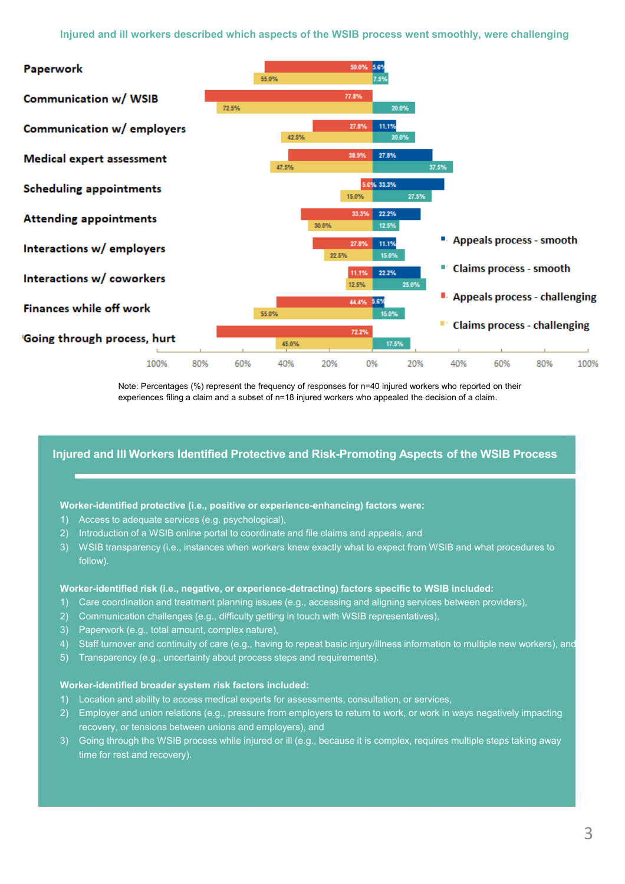Injured and ill workers described which aspects of the WSIB process went smoothly, were challenging

| Aspect | Appeals process - challenging | Claims process - challenging | Appeals process - smooth | Claims process - smooth |
|---|---|---|---|---|
| Paperwork | 50.0% | 55.0% | 5.6% | 7.5% |
| Communication w/ WSIB | 77.8% | 72.5% | | 20.0% |
| Communication w/ employers | 27.8% | 42.5% | 11.1% | 20.0% |
| Medical expert assessment | 38.9% | 47.5% | 27.8% | 37.5% |
| Scheduling appointments | 5.6% | 15.0% | 33.3% | 27.5% |
| Attending appointments | 33.3% | 30.0% | 22.2% | 12.5% |
| Interactions w/ employers | 27.8% | 22.5% | 11.1% | 15.0% |
| Interactions w/ coworkers | 11.1% | 12.5% | 22.2% | 25.0% |
| Finances while off work | 44.4% | 55.0% | 5.6% | 15.0% |
| Going through process, hurt | 72.2% | 45.0% | | 17.5% |

Note: Percentages (%) represent the frequency of responses for n=40 injured workers who reported on their experiences filing a claim and a subset of n=18 injured workers who appealed the decision of a claim.

## Injured and Ill Workers Identified Protective and Risk-Promoting Aspects of the WSIB Process

**Worker-identified protective (i.e., positive or experience-enhancing) factors were:**

1) Access to adequate services (e.g. psychological),
2) Introduction of a WSIB online portal to coordinate and file claims and appeals, and
3) WSIB transparency (i.e., instances when workers knew exactly what to expect from WSIB and what procedures to follow).

**Worker-identified risk (i.e., negative, or experience-detracting) factors specific to WSIB included:**

1) Care coordination and treatment planning issues (e.g., accessing and aligning services between providers),
2) Communication challenges (e.g., difficulty getting in touch with WSIB representatives),
3) Paperwork (e.g., total amount, complex nature),
4) Staff turnover and continuity of care (e.g., having to repeat basic injury/illness information to multiple new workers), and
5) Transparency (e.g., uncertainty about process steps and requirements).

**Worker-identified broader system risk factors included:**

1) Location and ability to access medical experts for assessments, consultation, or services,
2) Employer and union relations (e.g., pressure from employers to return to work, or work in ways negatively impacting recovery, or tensions between unions and employers), and
3) Going through the WSIB process while injured or ill (e.g., because it is complex, requires multiple steps taking away time for rest and recovery).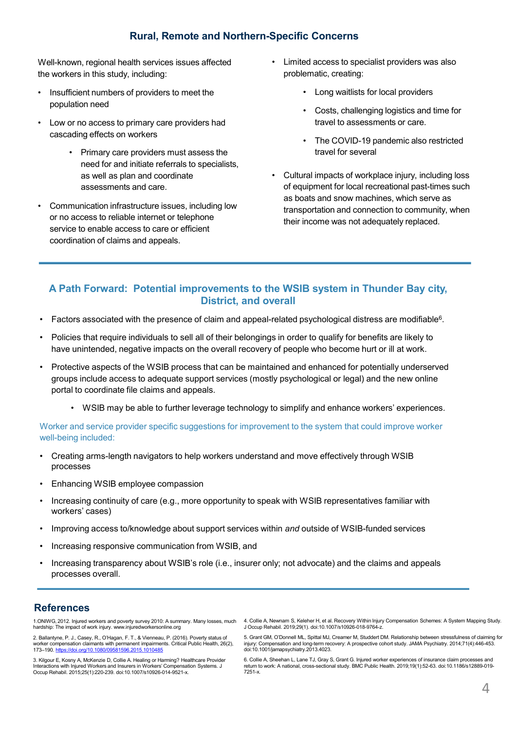## Rural, Remote and Northern-Specific Concerns

Well-known, regional health services issues affected the workers in this study, including:

- Insufficient numbers of providers to meet the population need
- Low or no access to primary care providers had cascading effects on workers
    - Primary care providers must assess the need for and initiate referrals to specialists, as well as plan and coordinate assessments and care.
- Communication infrastructure issues, including low or no access to reliable internet or telephone service to enable access to care or efficient coordination of claims and appeals.
- Limited access to specialist providers was also problematic, creating:
    - Long waitlists for local providers
    - Costs, challenging logistics and time for travel to assessments or care.
    - The COVID-19 pandemic also restricted travel for several
- Cultural impacts of workplace injury, including loss of equipment for local recreational past-times such as boats and snow machines, which serve as transportation and connection to community, when their income was not adequately replaced.

## A Path Forward: Potential improvements to the WSIB system in Thunder Bay city, District, and overall

- Factors associated with the presence of claim and appeal-related psychological distress are modifiable[6].
- Policies that require individuals to sell all of their belongings in order to qualify for benefits are likely to have unintended, negative impacts on the overall recovery of people who become hurt or ill at work.
- Protective aspects of the WSIB process that can be maintained and enhanced for potentially underserved groups include access to adequate support services (mostly psychological or legal) and the new online portal to coordinate file claims and appeals.
    - WSIB may be able to further leverage technology to simplify and enhance workers' experiences.

Worker and service provider specific suggestions for improvement to the system that could improve worker well-being included:

- Creating arms-length navigators to help workers understand and move effectively through WSIB processes
- Enhancing WSIB employee compassion
- Increasing continuity of care (e.g., more opportunity to speak with WSIB representatives familiar with workers' cases)
- Improving access to/knowledge about support services within *and* outside of WSIB-funded services
- Increasing responsive communication from WSIB, and
- Increasing transparency about WSIB's role (i.e., insurer only; not advocate) and the claims and appeals processes overall.

## References

1. ONIWG, 2012. Injured workers and poverty survey 2010: A summary. Many losses, much hardship: The impact of work injury. www.injuredworkersonline.org

2. Ballantyne, P. J., Casey, R., O'Hagan, F. T., & Vienneau, P. (2016). Poverty status of worker compensation claimants with permanent impairments. Critical Public Health, 26(2), 173–190. https://doi.org/10.1080/09581596.2015.1010485

3. Kilgour E, Kosny A, McKenzie D, Collie A. Healing or Harming? Healthcare Provider Interactions with Injured Workers and Insurers in Workers' Compensation Systems. J Occup Rehabil. 2015;25(1):220-239. doi:10.1007/s10926-014-9521-x.

4. Collie A, Newnam S, Keleher H, et al. Recovery Within Injury Compensation Schemes: A System Mapping Study. J Occup Rehabil. 2019;29(1). doi:10.1007/s10926-018-9764-z.

5. Grant GM, O'Donnell ML, Spittal MJ, Creamer M, Studdert DM. Relationship between stressfulness of claiming for injury: Compensation and long-term recovery: A prospective cohort study. JAMA Psychiatry. 2014;71(4):446-453. doi:10.1001/jamapsychiatry.2013.4023.

6. Collie A, Sheehan L, Lane TJ, Gray S, Grant G. Injured worker experiences of insurance claim processes and return to work: A national, cross-sectional study. BMC Public Health. 2019;19(1):52-63. doi:10.1186/s12889-019-7251-x.